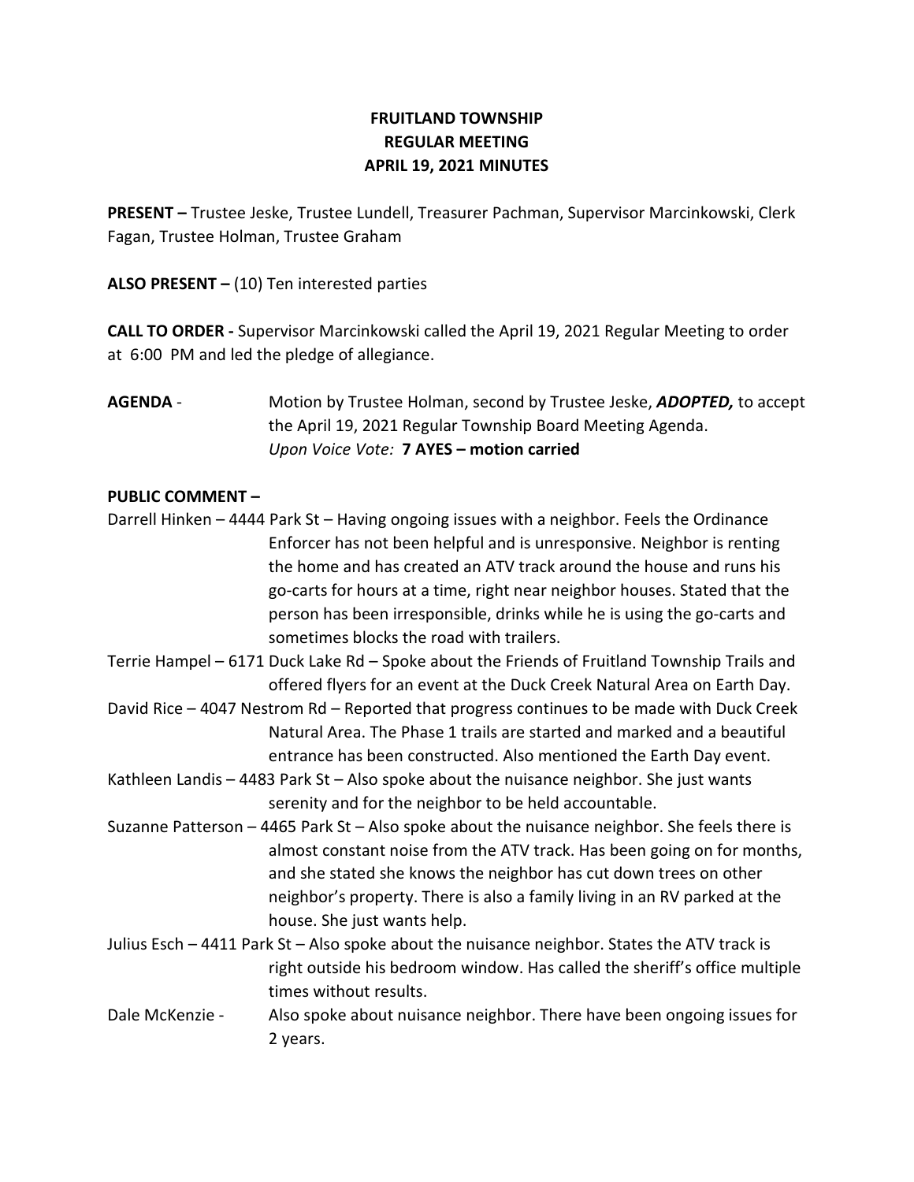# FRUITLAND TOWNSHIP
## REGULAR MEETING
## APRIL 19, 2021 MINUTES

**PRESENT –** Trustee Jeske, Trustee Lundell, Treasurer Pachman, Supervisor Marcinkowski, Clerk Fagan, Trustee Holman, Trustee Graham

**ALSO PRESENT –** (10) Ten interested parties

**CALL TO ORDER -** Supervisor Marcinkowski called the April 19, 2021 Regular Meeting to order at 6:00 PM and led the pledge of allegiance.

**AGENDA** - Motion by Trustee Holman, second by Trustee Jeske, ***ADOPTED,*** to accept the April 19, 2021 Regular Township Board Meeting Agenda.
*Upon Voice Vote:* **7 AYES – motion carried**

**PUBLIC COMMENT –**

Darrell Hinken – 4444 Park St – Having ongoing issues with a neighbor. Feels the Ordinance Enforcer has not been helpful and is unresponsive. Neighbor is renting the home and has created an ATV track around the house and runs his go-carts for hours at a time, right near neighbor houses. Stated that the person has been irresponsible, drinks while he is using the go-carts and sometimes blocks the road with trailers.

Terrie Hampel – 6171 Duck Lake Rd – Spoke about the Friends of Fruitland Township Trails and offered flyers for an event at the Duck Creek Natural Area on Earth Day.

David Rice – 4047 Nestrom Rd – Reported that progress continues to be made with Duck Creek Natural Area. The Phase 1 trails are started and marked and a beautiful entrance has been constructed. Also mentioned the Earth Day event.

Kathleen Landis – 4483 Park St – Also spoke about the nuisance neighbor. She just wants serenity and for the neighbor to be held accountable.

Suzanne Patterson – 4465 Park St – Also spoke about the nuisance neighbor. She feels there is almost constant noise from the ATV track. Has been going on for months, and she stated she knows the neighbor has cut down trees on other neighbor's property. There is also a family living in an RV parked at the house. She just wants help.

Julius Esch – 4411 Park St – Also spoke about the nuisance neighbor. States the ATV track is right outside his bedroom window. Has called the sheriff's office multiple times without results.

Dale McKenzie - Also spoke about nuisance neighbor. There have been ongoing issues for 2 years.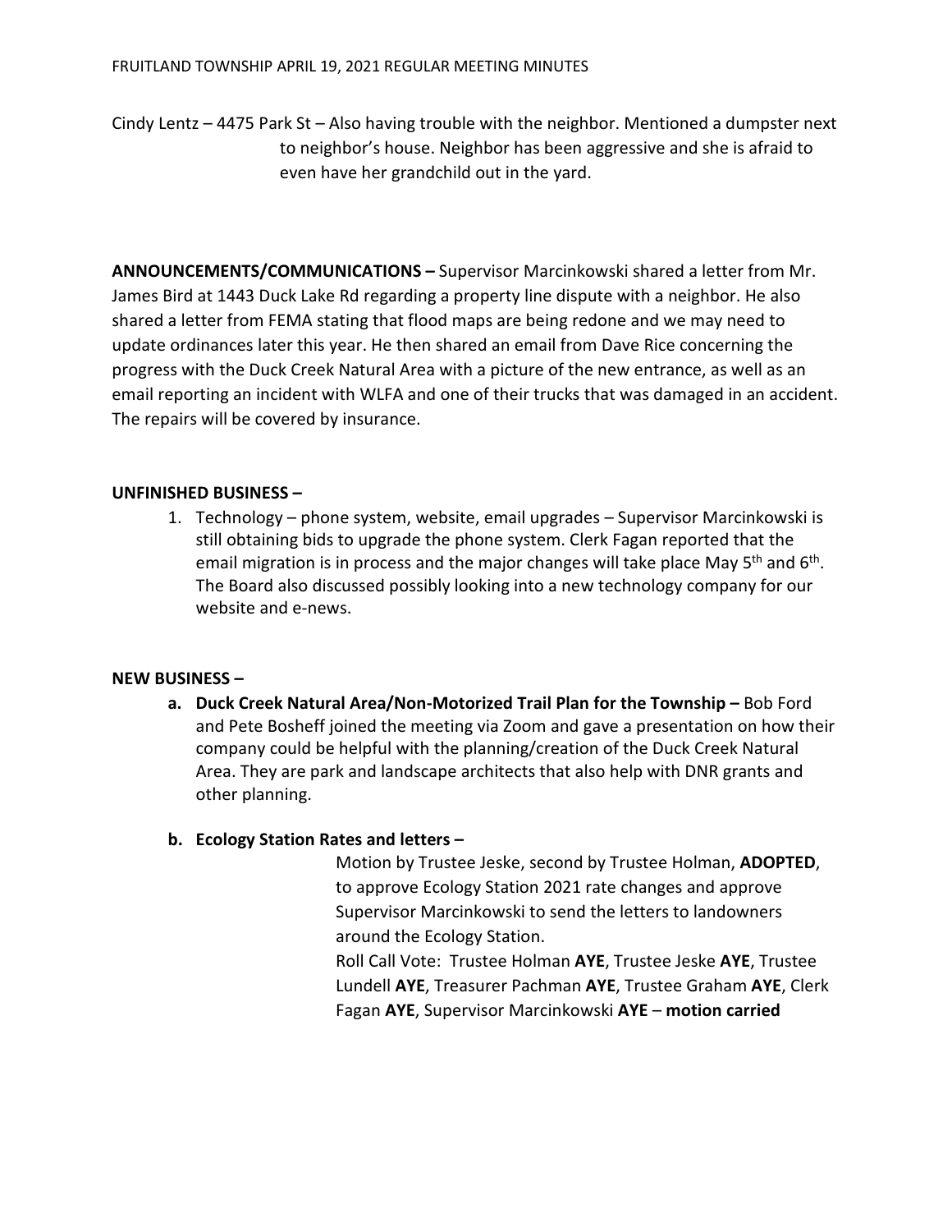Cindy Lentz – 4475 Park St – Also having trouble with the neighbor. Mentioned a dumpster next to neighbor's house. Neighbor has been aggressive and she is afraid to even have her grandchild out in the yard.

**ANNOUNCEMENTS/COMMUNICATIONS –** Supervisor Marcinkowski shared a letter from Mr. James Bird at 1443 Duck Lake Rd regarding a property line dispute with a neighbor. He also shared a letter from FEMA stating that flood maps are being redone and we may need to update ordinances later this year. He then shared an email from Dave Rice concerning the progress with the Duck Creek Natural Area with a picture of the new entrance, as well as an email reporting an incident with WLFA and one of their trucks that was damaged in an accident. The repairs will be covered by insurance.

**UNFINISHED BUSINESS –**

1. Technology – phone system, website, email upgrades – Supervisor Marcinkowski is still obtaining bids to upgrade the phone system. Clerk Fagan reported that the email migration is in process and the major changes will take place May 5th and 6th. The Board also discussed possibly looking into a new technology company for our website and e-news.

**NEW BUSINESS –**

**a. Duck Creek Natural Area/Non-Motorized Trail Plan for the Township –** Bob Ford and Pete Bosheff joined the meeting via Zoom and gave a presentation on how their company could be helpful with the planning/creation of the Duck Creek Natural Area. They are park and landscape architects that also help with DNR grants and other planning.

**b. Ecology Station Rates and letters –**

Motion by Trustee Jeske, second by Trustee Holman, **ADOPTED**, to approve Ecology Station 2021 rate changes and approve Supervisor Marcinkowski to send the letters to landowners around the Ecology Station.

Roll Call Vote: Trustee Holman **AYE**, Trustee Jeske **AYE**, Trustee Lundell **AYE**, Treasurer Pachman **AYE**, Trustee Graham **AYE**, Clerk Fagan **AYE**, Supervisor Marcinkowski **AYE** – **motion carried**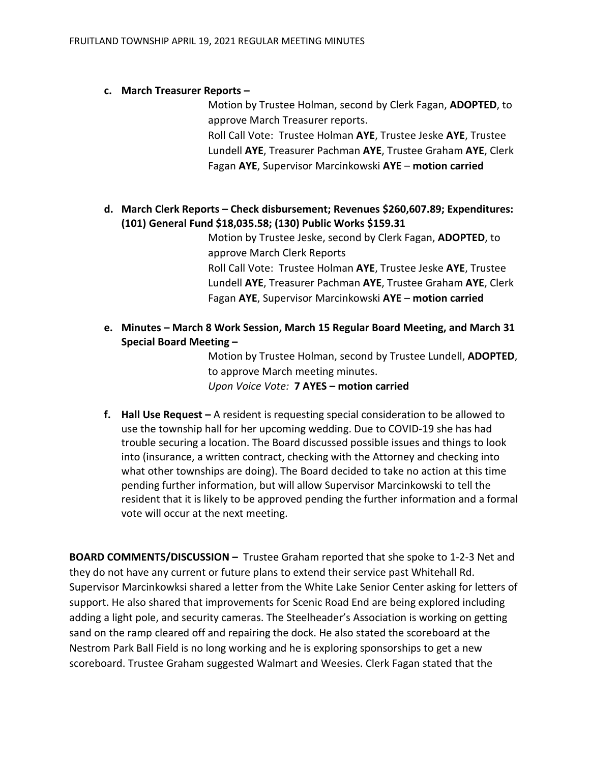**c. March Treasurer Reports –**

Motion by Trustee Holman, second by Clerk Fagan, **ADOPTED**, to approve March Treasurer reports.
Roll Call Vote: Trustee Holman **AYE**, Trustee Jeske **AYE**, Trustee Lundell **AYE**, Treasurer Pachman **AYE**, Trustee Graham **AYE**, Clerk Fagan **AYE**, Supervisor Marcinkowski **AYE** – **motion carried**

**d. March Clerk Reports – Check disbursement; Revenues $260,607.89; Expenditures: (101) General Fund $18,035.58; (130) Public Works $159.31**

Motion by Trustee Jeske, second by Clerk Fagan, **ADOPTED**, to approve March Clerk Reports
Roll Call Vote: Trustee Holman **AYE**, Trustee Jeske **AYE**, Trustee Lundell **AYE**, Treasurer Pachman **AYE**, Trustee Graham **AYE**, Clerk Fagan **AYE**, Supervisor Marcinkowski **AYE** – **motion carried**

**e. Minutes – March 8 Work Session, March 15 Regular Board Meeting, and March 31 Special Board Meeting –**

Motion by Trustee Holman, second by Trustee Lundell, **ADOPTED**, to approve March meeting minutes.
*Upon Voice Vote:* **7 AYES – motion carried**

**f. Hall Use Request –** A resident is requesting special consideration to be allowed to use the township hall for her upcoming wedding. Due to COVID-19 she has had trouble securing a location. The Board discussed possible issues and things to look into (insurance, a written contract, checking with the Attorney and checking into what other townships are doing). The Board decided to take no action at this time pending further information, but will allow Supervisor Marcinkowski to tell the resident that it is likely to be approved pending the further information and a formal vote will occur at the next meeting.

**BOARD COMMENTS/DISCUSSION –** Trustee Graham reported that she spoke to 1-2-3 Net and they do not have any current or future plans to extend their service past Whitehall Rd. Supervisor Marcinkowksi shared a letter from the White Lake Senior Center asking for letters of support. He also shared that improvements for Scenic Road End are being explored including adding a light pole, and security cameras. The Steelheader's Association is working on getting sand on the ramp cleared off and repairing the dock. He also stated the scoreboard at the Nestrom Park Ball Field is no long working and he is exploring sponsorships to get a new scoreboard. Trustee Graham suggested Walmart and Weesies. Clerk Fagan stated that the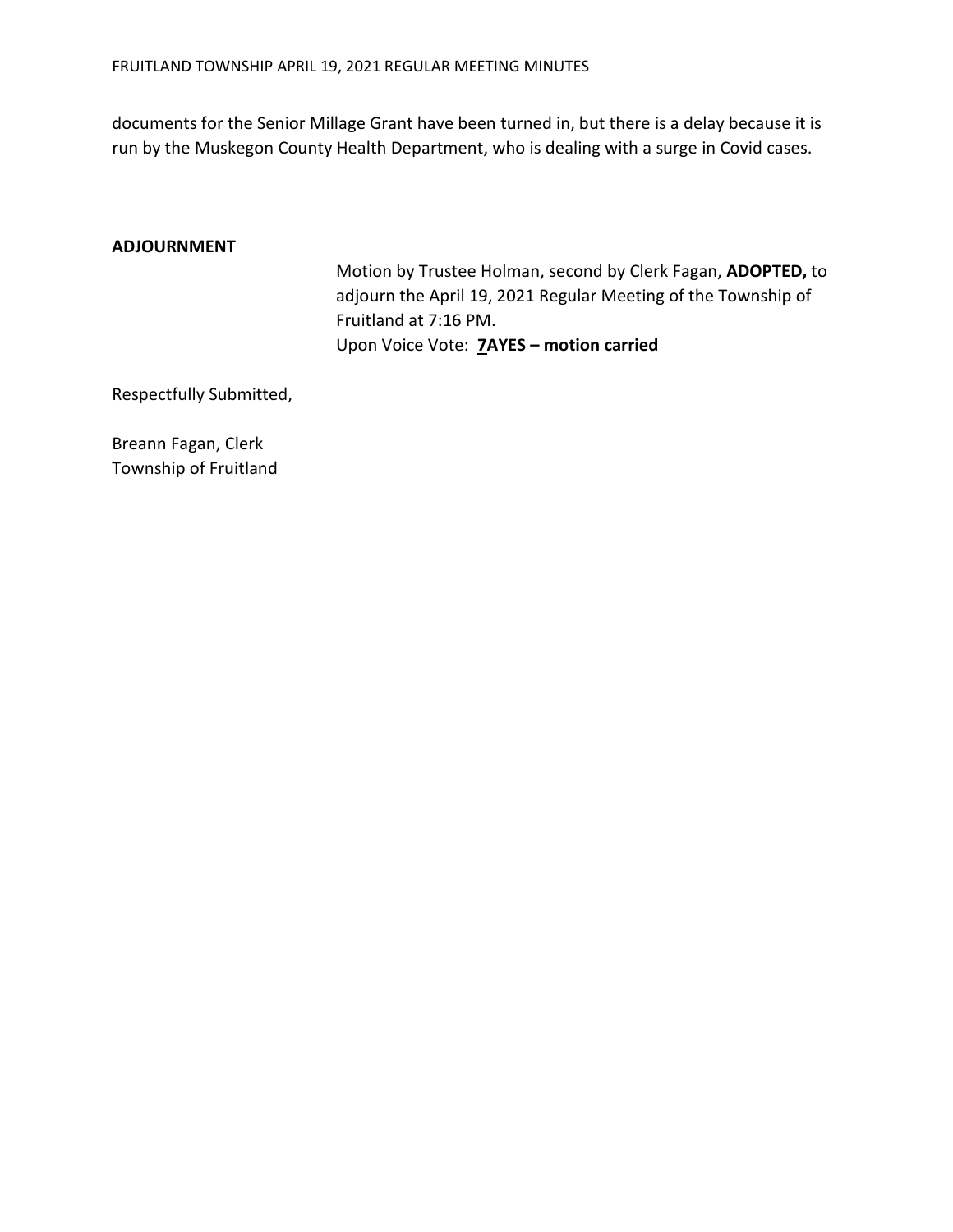documents for the Senior Millage Grant have been turned in, but there is a delay because it is run by the Muskegon County Health Department, who is dealing with a surge in Covid cases.

**ADJOURNMENT**

Motion by Trustee Holman, second by Clerk Fagan, **ADOPTED,** to adjourn the April 19, 2021 Regular Meeting of the Township of Fruitland at 7:16 PM.
Upon Voice Vote: **7AYES – motion carried**

Respectfully Submitted,

Breann Fagan, Clerk
Township of Fruitland